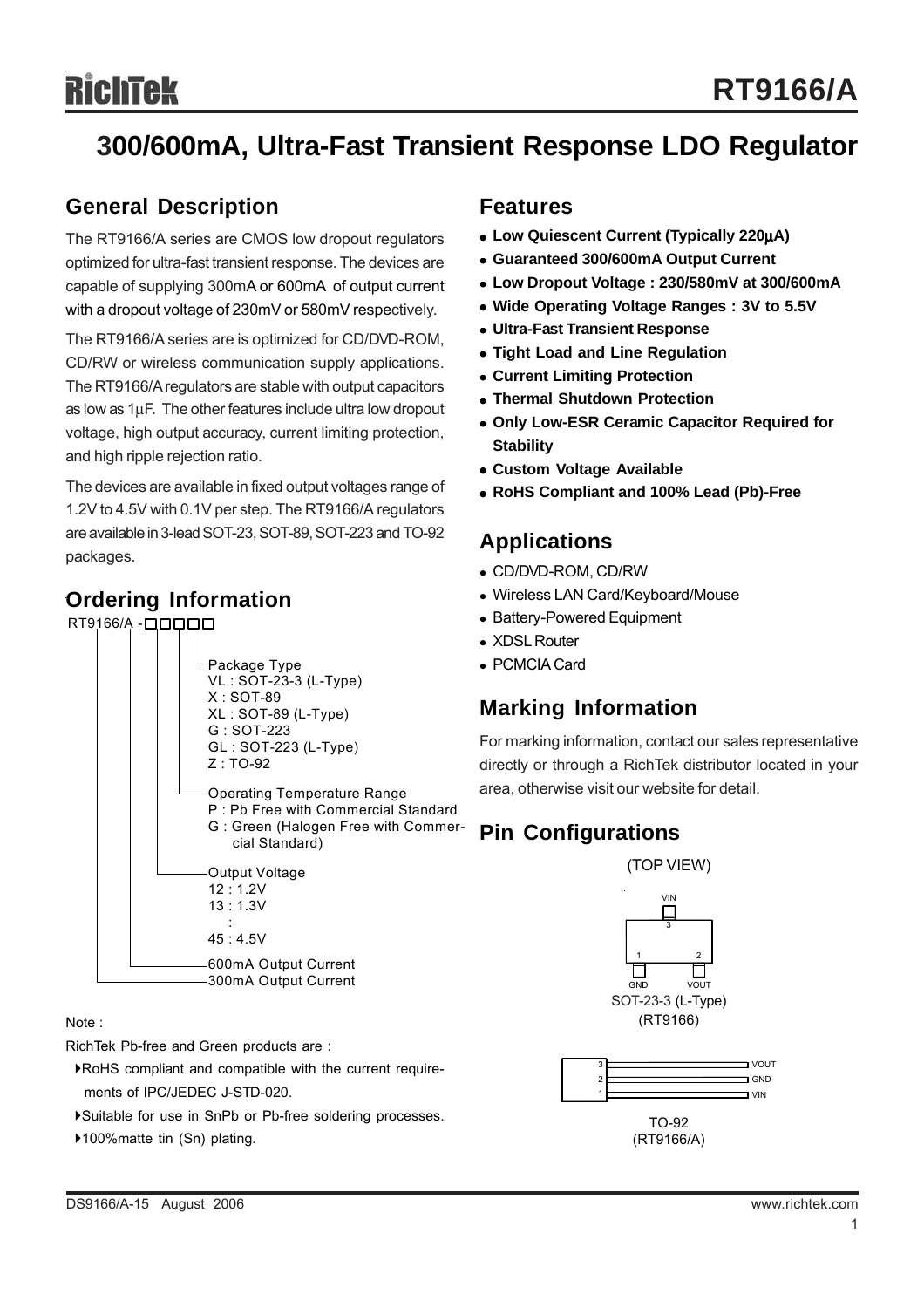# RT9166/A

## 300/600mA, Ultra-Fast Transient Response LDO Regulator

## General Description

The RT9166/A series are CMOS low dropout regulators optimized for ultra-fast transient response. The devices are capable of supplying 300mA or 600mA of output current with a dropout voltage of 230mV or 580mV respectively.

The RT9166/A series are is optimized for CD/DVD-ROM, CD/RW or wireless communication supply applications. The RT9166/A regulators are stable with output capacitors as low as 1μF. The other features include ultra low dropout voltage, high output accuracy, current limiting protection, and high ripple rejection ratio.

The devices are available in fixed output voltages range of 1.2V to 4.5V with 0.1V per step. The RT9166/A regulators are available in 3-lead SOT-23, SOT-89, SOT-223 and TO-92 packages.

## Ordering Information

RT9166/A -□□□□□

- Package Type
  - VL : SOT-23-3 (L-Type)
  - X : SOT-89
  - XL : SOT-89 (L-Type)
  - G : SOT-223
  - GL : SOT-223 (L-Type)
  - Z : TO-92
- Operating Temperature Range
  - P : Pb Free with Commercial Standard
  - G : Green (Halogen Free with Commercial Standard)
- Output Voltage
  - 12 : 1.2V
  - 13 : 1.3V
  - :
  - 45 : 4.5V
- 600mA Output Current
- 300mA Output Current

Note :

RichTek Pb-free and Green products are :

- RoHS compliant and compatible with the current requirements of IPC/JEDEC J-STD-020.
- Suitable for use in SnPb or Pb-free soldering processes.
- 100%matte tin (Sn) plating.

## Features

- **Low Quiescent Current (Typically 220μA)**
- **Guaranteed 300/600mA Output Current**
- **Low Dropout Voltage : 230/580mV at 300/600mA**
- **Wide Operating Voltage Ranges : 3V to 5.5V**
- **Ultra-Fast Transient Response**
- **Tight Load and Line Regulation**
- **Current Limiting Protection**
- **Thermal Shutdown Protection**
- **Only Low-ESR Ceramic Capacitor Required for Stability**
- **Custom Voltage Available**
- **RoHS Compliant and 100% Lead (Pb)-Free**

## Applications

- CD/DVD-ROM, CD/RW
- Wireless LAN Card/Keyboard/Mouse
- Battery-Powered Equipment
- XDSL Router
- PCMCIA Card

## Marking Information

For marking information, contact our sales representative directly or through a RichTek distributor located in your area, otherwise visit our website for detail.

## Pin Configurations

(TOP VIEW)

VIN (3), GND (1), VOUT (2)

SOT-23-3 (L-Type)
(RT9166)

3 VOUT
2 GND
1 VIN

TO-92
(RT9166/A)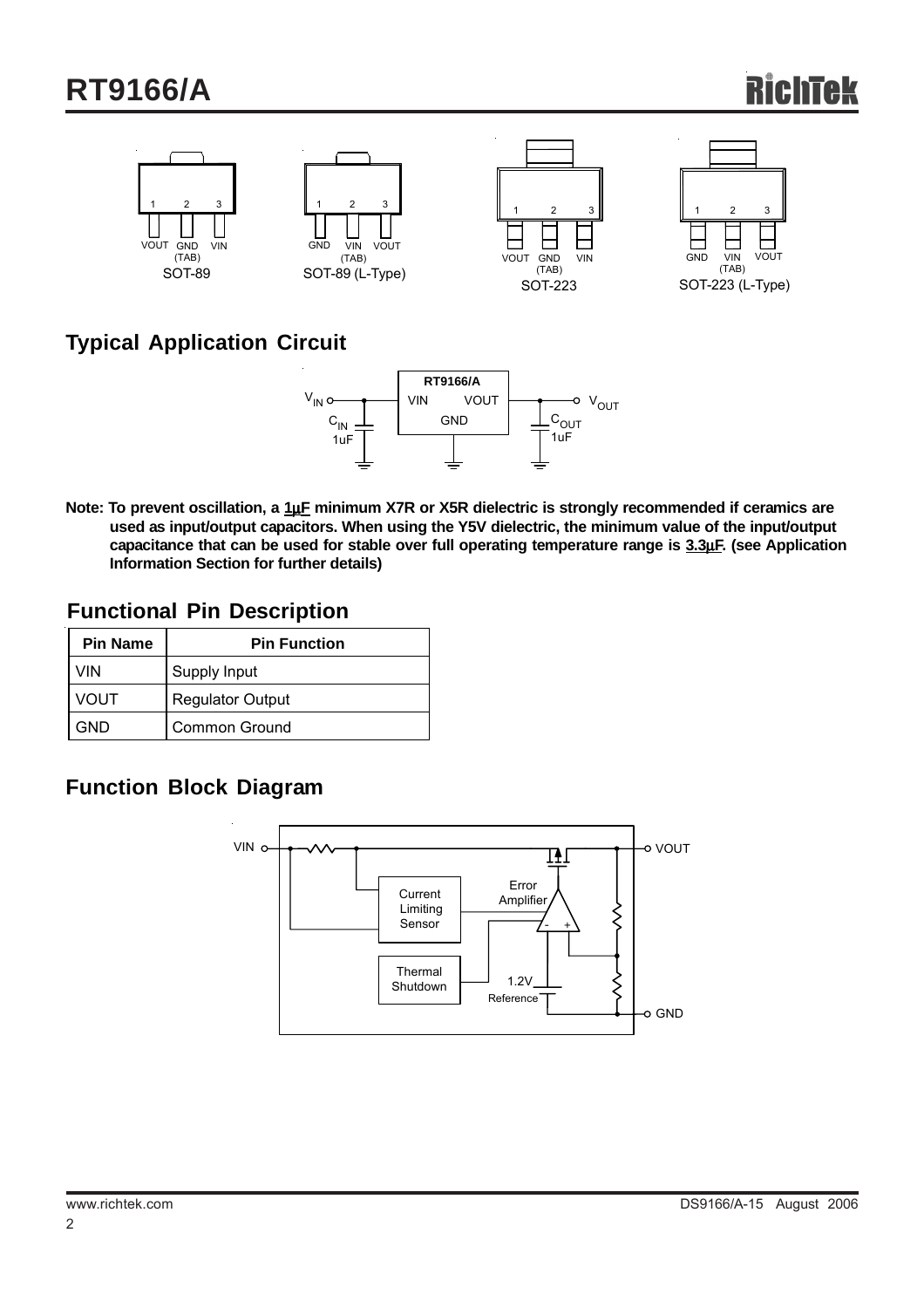| | SOT-89 | SOT-89 (L-Type) | SOT-223 | SOT-223 (L-Type) |
|---|---|---|---|---|
| Pin 1 | VOUT | GND | VOUT | GND |
| Pin 2 | GND (TAB) | VIN (TAB) | GND (TAB) | VIN (TAB) |
| Pin 3 | VIN | VOUT | VIN | VOUT |

## Typical Application Circuit

Note: To prevent oscillation, a 1μF minimum X7R or X5R dielectric is strongly recommended if ceramics are used as input/output capacitors. When using the Y5V dielectric, the minimum value of the input/output capacitance that can be used for stable over full operating temperature range is 3.3μF. (see Application Information Section for further details)

## Functional Pin Description

| Pin Name | Pin Function |
|---|---|
| VIN | Supply Input |
| VOUT | Regulator Output |
| GND | Common Ground |

## Function Block Diagram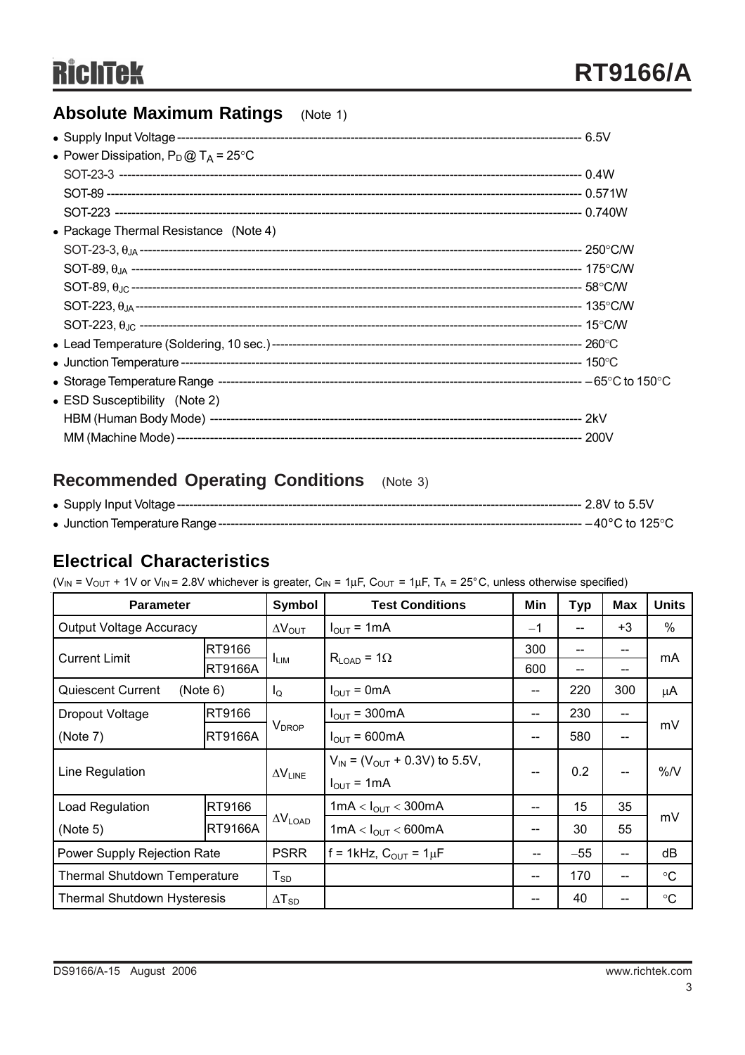## Absolute Maximum Ratings (Note 1)

- Supply Input Voltage ------------------------------------------------ 6.5V
- Power Dissipation, $P_D$ @ $T_A$ = 25°C
  - SOT-23-3 ------------------------------------------------ 0.4W
  - SOT-89 ------------------------------------------------ 0.571W
  - SOT-223 ------------------------------------------------ 0.740W
- Package Thermal Resistance (Note 4)
  - SOT-23-3, $\theta_{JA}$ ------------------------------------------------ 250°C/W
  - SOT-89, $\theta_{JA}$ ------------------------------------------------ 175°C/W
  - SOT-89, $\theta_{JC}$ ------------------------------------------------ 58°C/W
  - SOT-223, $\theta_{JA}$ ------------------------------------------------ 135°C/W
  - SOT-223, $\theta_{JC}$ ------------------------------------------------ 15°C/W
- Lead Temperature (Soldering, 10 sec.) ------------------------------------------------ 260°C
- Junction Temperature ------------------------------------------------ 150°C
- Storage Temperature Range ------------------------------------------------ −65°C to 150°C
- ESD Susceptibility (Note 2)
  - HBM (Human Body Mode) ------------------------------------------------ 2kV
  - MM (Machine Mode) ------------------------------------------------ 200V

## Recommended Operating Conditions (Note 3)

- Supply Input Voltage ------------------------------------------------ 2.8V to 5.5V
- Junction Temperature Range ------------------------------------------------ −40°C to 125°C

## Electrical Characteristics

($V_{IN}$ = $V_{OUT}$ + 1V or $V_{IN}$ = 2.8V whichever is greater, $C_{IN}$ = 1μF, $C_{OUT}$ = 1μF, $T_A$ = 25°C, unless otherwise specified)

| Parameter | | Symbol | Test Conditions | Min | Typ | Max | Units |
|---|---|---|---|---|---|---|---|
| Output Voltage Accuracy | | $\Delta V_{OUT}$ | $I_{OUT}$ = 1mA | −1 | -- | +3 | % |
| Current Limit | RT9166 | $I_{LIM}$ | $R_{LOAD}$ = 1Ω | 300 | -- | -- | mA |
| | RT9166A | | | 600 | -- | -- | |
| Quiescent Current (Note 6) | | $I_Q$ | $I_{OUT}$ = 0mA | -- | 220 | 300 | μA |
| Dropout Voltage (Note 7) | RT9166 | $V_{DROP}$ | $I_{OUT}$ = 300mA | -- | 230 | -- | mV |
| | RT9166A | | $I_{OUT}$ = 600mA | -- | 580 | -- | |
| Line Regulation | | $\Delta V_{LINE}$ | $V_{IN}$ = ($V_{OUT}$ + 0.3V) to 5.5V, $I_{OUT}$ = 1mA | -- | 0.2 | -- | %/V |
| Load Regulation (Note 5) | RT9166 | $\Delta V_{LOAD}$ | 1mA < $I_{OUT}$ < 300mA | -- | 15 | 35 | mV |
| | RT9166A | | 1mA < $I_{OUT}$ < 600mA | -- | 30 | 55 | |
| Power Supply Rejection Rate | | PSRR | f = 1kHz, $C_{OUT}$ = 1μF | -- | −55 | -- | dB |
| Thermal Shutdown Temperature | | $T_{SD}$ | | -- | 170 | -- | °C |
| Thermal Shutdown Hysteresis | | $\Delta T_{SD}$ | | -- | 40 | -- | °C |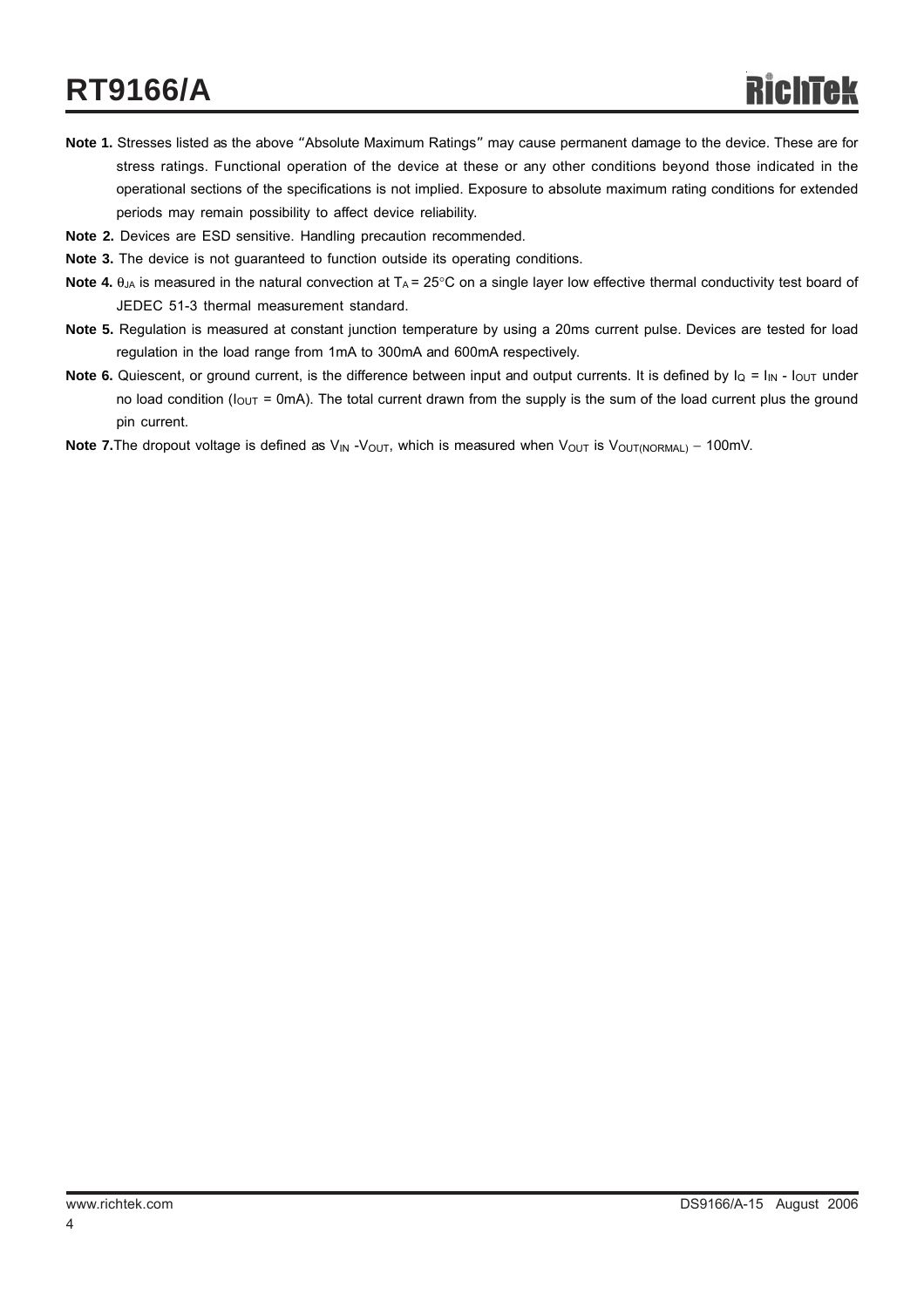**Note 1.** Stresses listed as the above "Absolute Maximum Ratings" may cause permanent damage to the device. These are for stress ratings. Functional operation of the device at these or any other conditions beyond those indicated in the operational sections of the specifications is not implied. Exposure to absolute maximum rating conditions for extended periods may remain possibility to affect device reliability.

**Note 2.** Devices are ESD sensitive. Handling precaution recommended.

**Note 3.** The device is not guaranteed to function outside its operating conditions.

**Note 4.** $\theta_{JA}$ is measured in the natural convection at $T_A = 25°C$ on a single layer low effective thermal conductivity test board of JEDEC 51-3 thermal measurement standard.

**Note 5.** Regulation is measured at constant junction temperature by using a 20ms current pulse. Devices are tested for load regulation in the load range from 1mA to 300mA and 600mA respectively.

**Note 6.** Quiescent, or ground current, is the difference between input and output currents. It is defined by $I_Q = I_{IN} - I_{OUT}$ under no load condition ($I_{OUT}$ = 0mA). The total current drawn from the supply is the sum of the load current plus the ground pin current.

**Note 7.** The dropout voltage is defined as $V_{IN} - V_{OUT}$, which is measured when $V_{OUT}$ is $V_{OUT(NORMAL)} - 100mV$.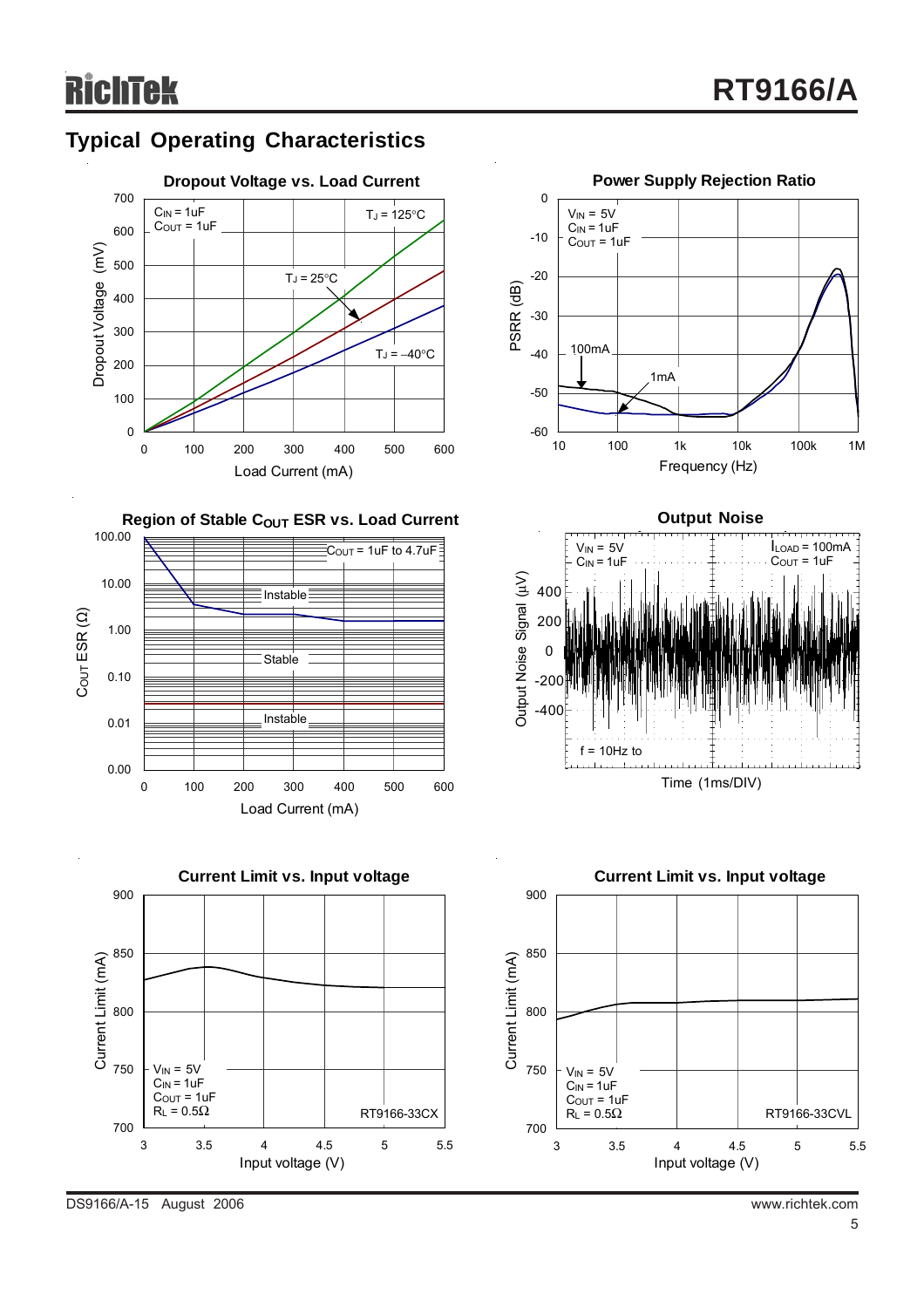## Typical Operating Characteristics

**Dropout Voltage vs. Load Current**

$C_{IN}$ = 1uF
$C_{OUT}$ = 1uF

$T_J$ = 125°C
$T_J$ = 25°C
$T_J$ = –40°C

Dropout Voltage (mV): 0, 100, 200, 300, 400, 500, 600, 700

Load Current (mA): 0, 100, 200, 300, 400, 500, 600

**Power Supply Rejection Ratio**

$V_{IN}$ = 5V
$C_{IN}$ = 1uF
$C_{OUT}$ = 1uF

100mA
1mA

PSRR (dB): 0, -10, -20, -30, -40, -50, -60

Frequency (Hz): 10, 100, 1k, 10k, 100k, 1M

**Region of Stable $C_{OUT}$ ESR vs. Load Current**

$C_{OUT}$ = 1uF to 4.7uF

Instable
Stable
Instable

$C_{OUT}$ ESR (Ω): 0.00, 0.01, 0.10, 1.00, 10.00, 100.00

Load Current (mA): 0, 100, 200, 300, 400, 500, 600

**Output Noise**

$V_{IN}$ = 5V
$C_{IN}$ = 1uF

$I_{LOAD}$ = 100mA
$C_{OUT}$ = 1uF

f = 10Hz to

Output Noise Signal (μV): 400, 200, 0, -200, -400

Time (1ms/DIV)

**Current Limit vs. Input voltage**

$V_{IN}$ = 5V
$C_{IN}$ = 1uF
$C_{OUT}$ = 1uF
$R_L$ = 0.5Ω

RT9166-33CX

Current Limit (mA): 700, 750, 800, 850, 900

Input voltage (V): 3, 3.5, 4, 4.5, 5, 5.5

**Current Limit vs. Input voltage**

$V_{IN}$ = 5V
$C_{IN}$ = 1uF
$C_{OUT}$ = 1uF
$R_L$ = 0.5Ω

RT9166-33CVL

Current Limit (mA): 700, 750, 800, 850, 900

Input voltage (V): 3, 3.5, 4, 4.5, 5, 5.5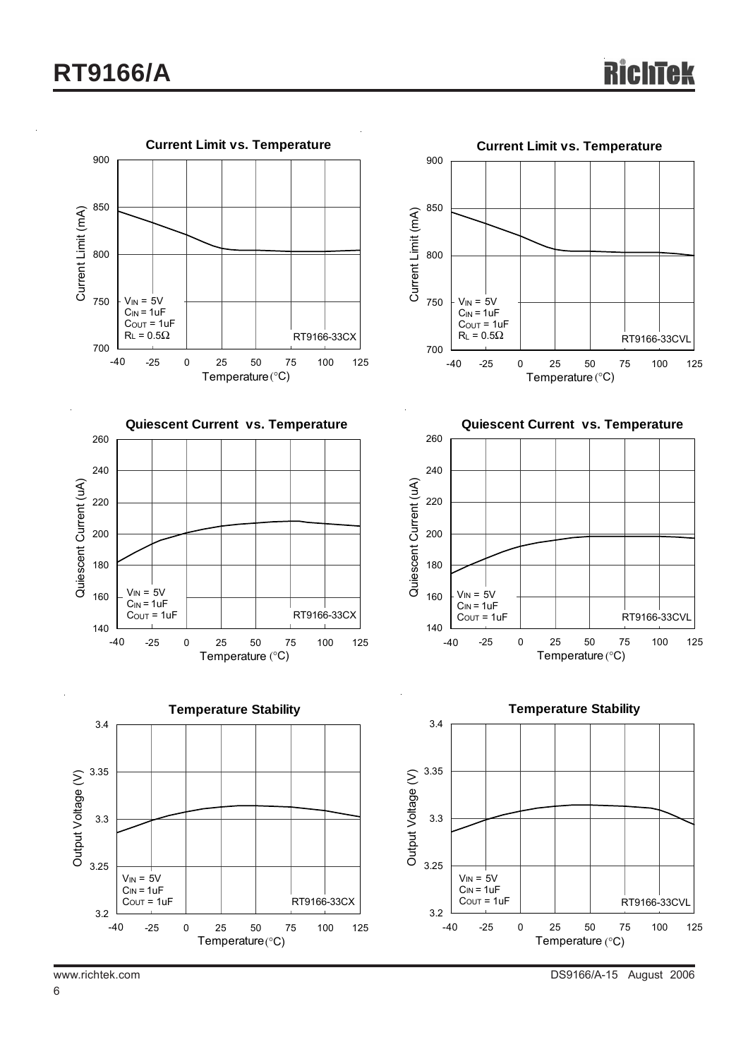**Current Limit vs. Temperature**

Current Limit (mA) vs. Temperature (°C)

$V_{IN}$ = 5V
$C_{IN}$ = 1uF
$C_{OUT}$ = 1uF
$R_L$ = 0.5Ω

RT9166-33CX

**Current Limit vs. Temperature**

Current Limit (mA) vs. Temperature (°C)

$V_{IN}$ = 5V
$C_{IN}$ = 1uF
$C_{OUT}$ = 1uF
$R_L$ = 0.5Ω

RT9166-33CVL

**Quiescent Current vs. Temperature**

Quiescent Current (uA) vs. Temperature (°C)

$V_{IN}$ = 5V
$C_{IN}$ = 1uF
$C_{OUT}$ = 1uF

RT9166-33CX

**Quiescent Current vs. Temperature**

Quiescent Current (uA) vs. Temperature (°C)

$V_{IN}$ = 5V
$C_{IN}$ = 1uF
$C_{OUT}$ = 1uF

RT9166-33CVL

**Temperature Stability**

Output Voltage (V) vs. Temperature (°C)

$V_{IN}$ = 5V
$C_{IN}$ = 1uF
$C_{OUT}$ = 1uF

RT9166-33CX

**Temperature Stability**

Output Voltage (V) vs. Temperature (°C)

$V_{IN}$ = 5V
$C_{IN}$ = 1uF
$C_{OUT}$ = 1uF

RT9166-33CVL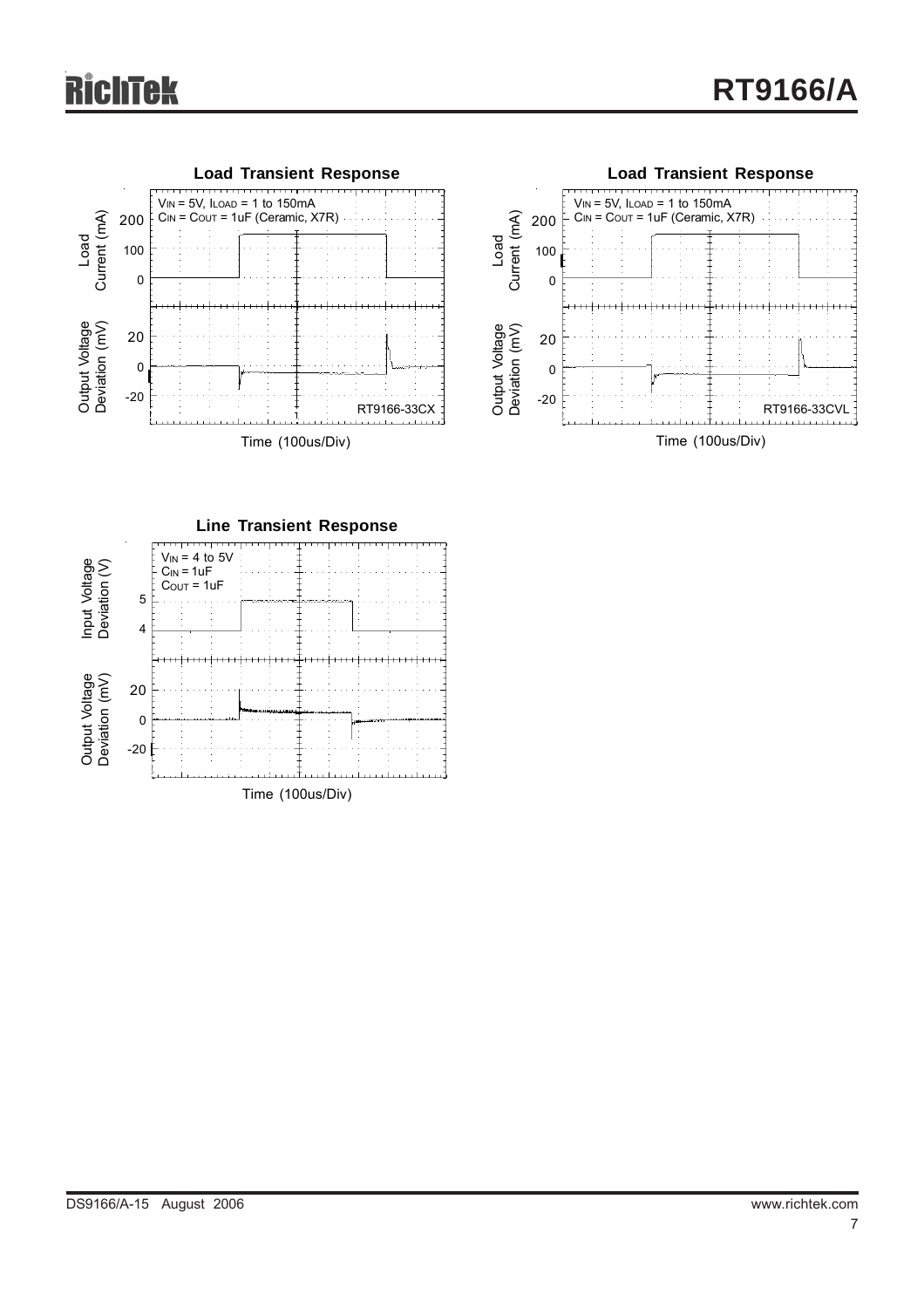**Load Transient Response**

$V_{IN}$ = 5V, $I_{LOAD}$ = 1 to 150mA
$C_{IN}$ = $C_{OUT}$ = 1uF (Ceramic, X7R)

Load Current (mA)

Output Voltage Deviation (mV)

RT9166-33CX

Time (100us/Div)

**Load Transient Response**

$V_{IN}$ = 5V, $I_{LOAD}$ = 1 to 150mA
$C_{IN}$ = $C_{OUT}$ = 1uF (Ceramic, X7R)

Load Current (mA)

Output Voltage Deviation (mV)

RT9166-33CVL

Time (100us/Div)

**Line Transient Response**

$V_{IN}$ = 4 to 5V
$C_{IN}$ = 1uF
$C_{OUT}$ = 1uF

Input Voltage Deviation (V)

Output Voltage Deviation (mV)

Time (100us/Div)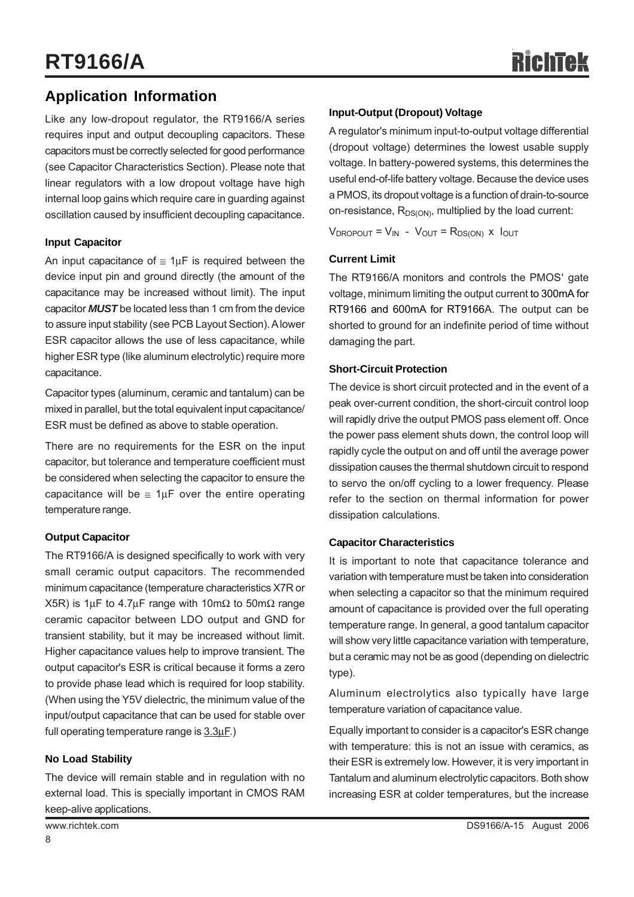## Application Information

Like any low-dropout regulator, the RT9166/A series requires input and output decoupling capacitors. These capacitors must be correctly selected for good performance (see Capacitor Characteristics Section). Please note that linear regulators with a low dropout voltage have high internal loop gains which require care in guarding against oscillation caused by insufficient decoupling capacitance.

### Input Capacitor

An input capacitance of $\cong$ 1μF is required between the device input pin and ground directly (the amount of the capacitance may be increased without limit). The input capacitor ***MUST*** be located less than 1 cm from the device to assure input stability (see PCB Layout Section). A lower ESR capacitor allows the use of less capacitance, while higher ESR type (like aluminum electrolytic) require more capacitance.

Capacitor types (aluminum, ceramic and tantalum) can be mixed in parallel, but the total equivalent input capacitance/ESR must be defined as above to stable operation.

There are no requirements for the ESR on the input capacitor, but tolerance and temperature coefficient must be considered when selecting the capacitor to ensure the capacitance will be $\cong$ 1μF over the entire operating temperature range.

### Output Capacitor

The RT9166/A is designed specifically to work with very small ceramic output capacitors. The recommended minimum capacitance (temperature characteristics X7R or X5R) is 1μF to 4.7μF range with 10mΩ to 50mΩ range ceramic capacitor between LDO output and GND for transient stability, but it may be increased without limit. Higher capacitance values help to improve transient. The output capacitor's ESR is critical because it forms a zero to provide phase lead which is required for loop stability. (When using the Y5V dielectric, the minimum value of the input/output capacitance that can be used for stable over full operating temperature range is 3.3μF.)

### No Load Stability

The device will remain stable and in regulation with no external load. This is specially important in CMOS RAM keep-alive applications.

### Input-Output (Dropout) Voltage

A regulator's minimum input-to-output voltage differential (dropout voltage) determines the lowest usable supply voltage. In battery-powered systems, this determines the useful end-of-life battery voltage. Because the device uses a PMOS, its dropout voltage is a function of drain-to-source on-resistance, $R_{DS(ON)}$, multiplied by the load current:

$$V_{DROPOUT} = V_{IN} - V_{OUT} = R_{DS(ON)} \times I_{OUT}$$

### Current Limit

The RT9166/A monitors and controls the PMOS' gate voltage, minimum limiting the output current to 300mA for RT9166 and 600mA for RT9166A. The output can be shorted to ground for an indefinite period of time without damaging the part.

### Short-Circuit Protection

The device is short circuit protected and in the event of a peak over-current condition, the short-circuit control loop will rapidly drive the output PMOS pass element off. Once the power pass element shuts down, the control loop will rapidly cycle the output on and off until the average power dissipation causes the thermal shutdown circuit to respond to servo the on/off cycling to a lower frequency. Please refer to the section on thermal information for power dissipation calculations.

### Capacitor Characteristics

It is important to note that capacitance tolerance and variation with temperature must be taken into consideration when selecting a capacitor so that the minimum required amount of capacitance is provided over the full operating temperature range. In general, a good tantalum capacitor will show very little capacitance variation with temperature, but a ceramic may not be as good (depending on dielectric type).

Aluminum electrolytics also typically have large temperature variation of capacitance value.

Equally important to consider is a capacitor's ESR change with temperature: this is not an issue with ceramics, as their ESR is extremely low. However, it is very important in Tantalum and aluminum electrolytic capacitors. Both show increasing ESR at colder temperatures, but the increase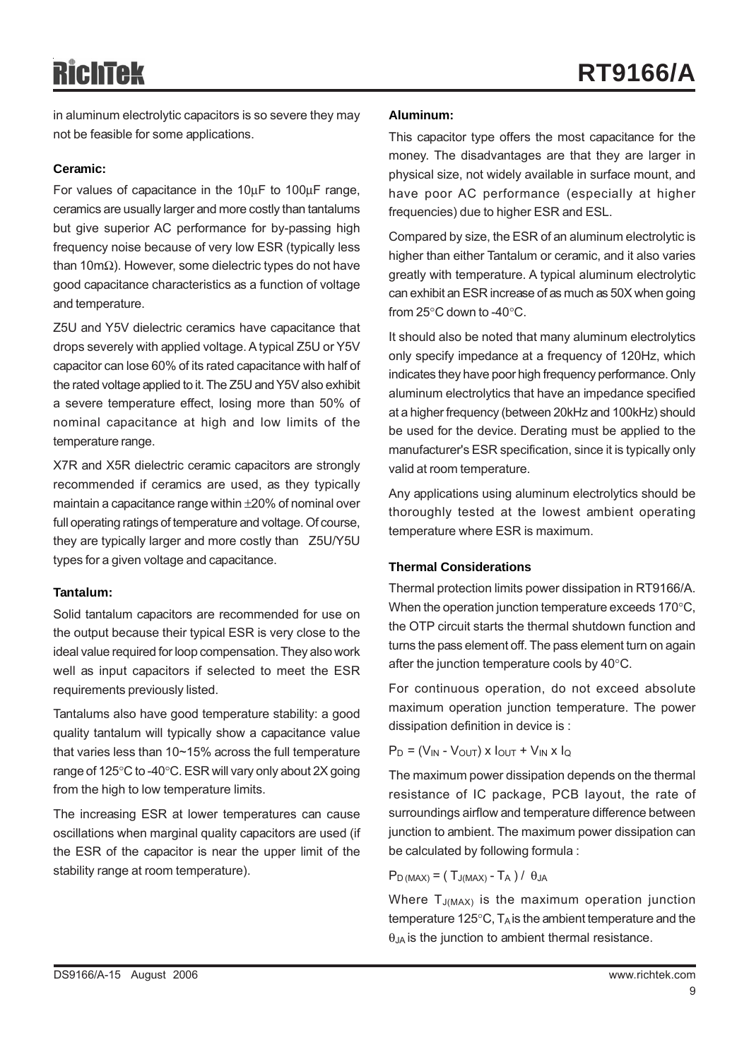in aluminum electrolytic capacitors is so severe they may not be feasible for some applications.

**Ceramic:**

For values of capacitance in the 10μF to 100μF range, ceramics are usually larger and more costly than tantalums but give superior AC performance for by-passing high frequency noise because of very low ESR (typically less than 10mΩ). However, some dielectric types do not have good capacitance characteristics as a function of voltage and temperature.

Z5U and Y5V dielectric ceramics have capacitance that drops severely with applied voltage. A typical Z5U or Y5V capacitor can lose 60% of its rated capacitance with half of the rated voltage applied to it. The Z5U and Y5V also exhibit a severe temperature effect, losing more than 50% of nominal capacitance at high and low limits of the temperature range.

X7R and X5R dielectric ceramic capacitors are strongly recommended if ceramics are used, as they typically maintain a capacitance range within ±20% of nominal over full operating ratings of temperature and voltage. Of course, they are typically larger and more costly than Z5U/Y5U types for a given voltage and capacitance.

**Tantalum:**

Solid tantalum capacitors are recommended for use on the output because their typical ESR is very close to the ideal value required for loop compensation. They also work well as input capacitors if selected to meet the ESR requirements previously listed.

Tantalums also have good temperature stability: a good quality tantalum will typically show a capacitance value that varies less than 10~15% across the full temperature range of 125°C to -40°C. ESR will vary only about 2X going from the high to low temperature limits.

The increasing ESR at lower temperatures can cause oscillations when marginal quality capacitors are used (if the ESR of the capacitor is near the upper limit of the stability range at room temperature).

**Aluminum:**

This capacitor type offers the most capacitance for the money. The disadvantages are that they are larger in physical size, not widely available in surface mount, and have poor AC performance (especially at higher frequencies) due to higher ESR and ESL.

Compared by size, the ESR of an aluminum electrolytic is higher than either Tantalum or ceramic, and it also varies greatly with temperature. A typical aluminum electrolytic can exhibit an ESR increase of as much as 50X when going from 25°C down to -40°C.

It should also be noted that many aluminum electrolytics only specify impedance at a frequency of 120Hz, which indicates they have poor high frequency performance. Only aluminum electrolytics that have an impedance specified at a higher frequency (between 20kHz and 100kHz) should be used for the device. Derating must be applied to the manufacturer's ESR specification, since it is typically only valid at room temperature.

Any applications using aluminum electrolytics should be thoroughly tested at the lowest ambient operating temperature where ESR is maximum.

**Thermal Considerations**

Thermal protection limits power dissipation in RT9166/A. When the operation junction temperature exceeds 170°C, the OTP circuit starts the thermal shutdown function and turns the pass element off. The pass element turn on again after the junction temperature cools by 40°C.

For continuous operation, do not exceed absolute maximum operation junction temperature. The power dissipation definition in device is :

$P_D = (V_{IN} - V_{OUT}) \times I_{OUT} + V_{IN} \times I_Q$

The maximum power dissipation depends on the thermal resistance of IC package, PCB layout, the rate of surroundings airflow and temperature difference between junction to ambient. The maximum power dissipation can be calculated by following formula :

$P_{D(MAX)} = ( T_{J(MAX)} - T_A ) / \theta_{JA}$

Where $T_{J(MAX)}$ is the maximum operation junction temperature 125°C, $T_A$ is the ambient temperature and the $\theta_{JA}$ is the junction to ambient thermal resistance.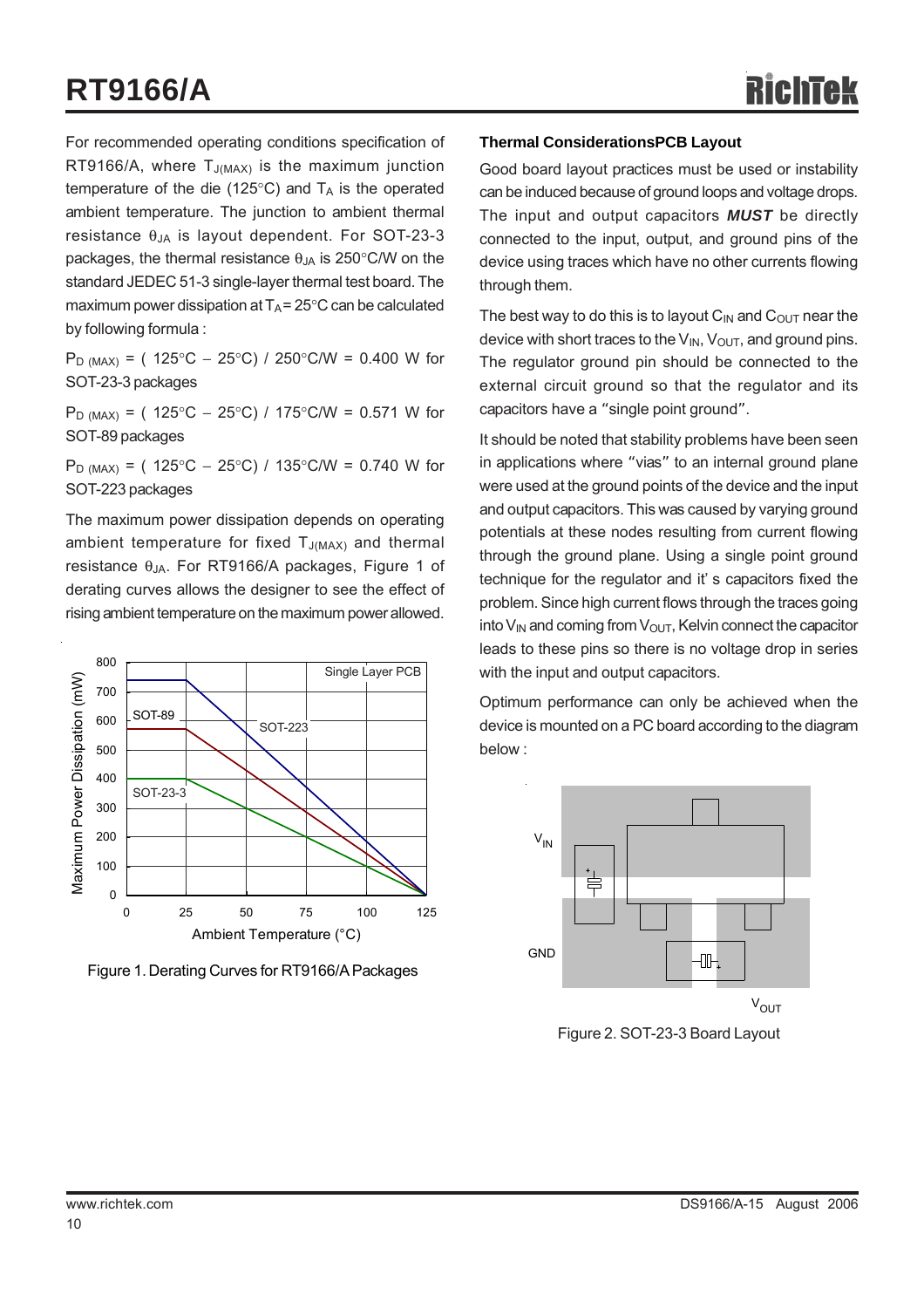For recommended operating conditions specification of RT9166/A, where $T_{J(MAX)}$ is the maximum junction temperature of the die (125°C) and $T_A$ is the operated ambient temperature. The junction to ambient thermal resistance $\theta_{JA}$ is layout dependent. For SOT-23-3 packages, the thermal resistance $\theta_{JA}$ is 250°C/W on the standard JEDEC 51-3 single-layer thermal test board. The maximum power dissipation at $T_A$ = 25°C can be calculated by following formula :

$P_{D\ (MAX)}$ = ( 125°C − 25°C) / 250°C/W = 0.400 W for SOT-23-3 packages

$P_{D\ (MAX)}$ = ( 125°C − 25°C) / 175°C/W = 0.571 W for SOT-89 packages

$P_{D\ (MAX)}$ = ( 125°C − 25°C) / 135°C/W = 0.740 W for SOT-223 packages

The maximum power dissipation depends on operating ambient temperature for fixed $T_{J(MAX)}$ and thermal resistance $\theta_{JA}$. For RT9166/A packages, Figure 1 of derating curves allows the designer to see the effect of rising ambient temperature on the maximum power allowed.

Figure 1. Derating Curves for RT9166/A Packages

### Thermal ConsiderationsPCB Layout

Good board layout practices must be used or instability can be induced because of ground loops and voltage drops. The input and output capacitors ***MUST*** be directly connected to the input, output, and ground pins of the device using traces which have no other currents flowing through them.

The best way to do this is to layout $C_{IN}$ and $C_{OUT}$ near the device with short traces to the $V_{IN}$, $V_{OUT}$, and ground pins. The regulator ground pin should be connected to the external circuit ground so that the regulator and its capacitors have a "single point ground".

It should be noted that stability problems have been seen in applications where "vias" to an internal ground plane were used at the ground points of the device and the input and output capacitors. This was caused by varying ground potentials at these nodes resulting from current flowing through the ground plane. Using a single point ground technique for the regulator and it' s capacitors fixed the problem. Since high current flows through the traces going into $V_{IN}$ and coming from $V_{OUT}$, Kelvin connect the capacitor leads to these pins so there is no voltage drop in series with the input and output capacitors.

Optimum performance can only be achieved when the device is mounted on a PC board according to the diagram below :

Figure 2. SOT-23-3 Board Layout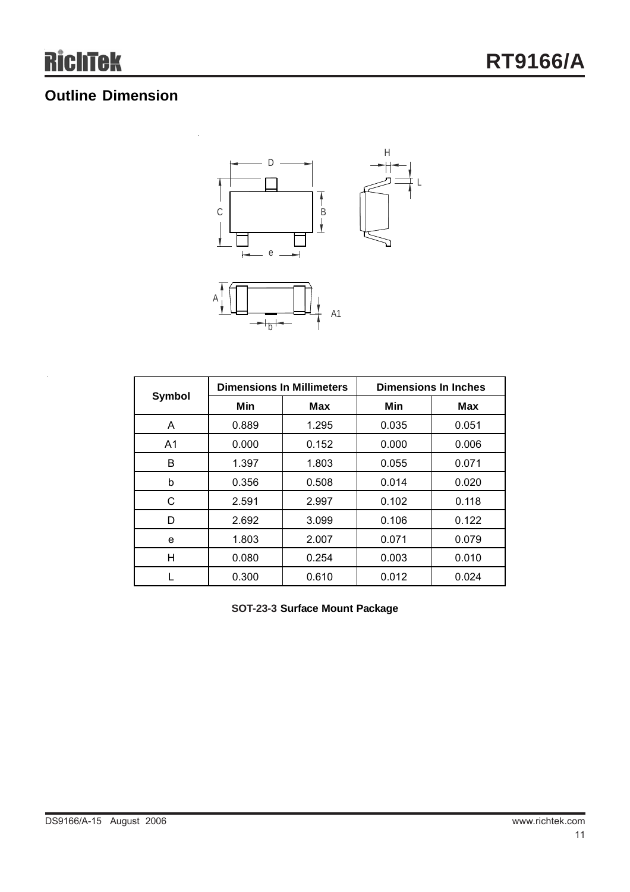## Outline Dimension

| Symbol | Dimensions In Millimeters | | Dimensions In Inches | |
|---|---|---|---|---|
| | Min | Max | Min | Max |
| A | 0.889 | 1.295 | 0.035 | 0.051 |
| A1 | 0.000 | 0.152 | 0.000 | 0.006 |
| B | 1.397 | 1.803 | 0.055 | 0.071 |
| b | 0.356 | 0.508 | 0.014 | 0.020 |
| C | 2.591 | 2.997 | 0.102 | 0.118 |
| D | 2.692 | 3.099 | 0.106 | 0.122 |
| e | 1.803 | 2.007 | 0.071 | 0.079 |
| H | 0.080 | 0.254 | 0.003 | 0.010 |
| L | 0.300 | 0.610 | 0.012 | 0.024 |

**SOT-23-3 Surface Mount Package**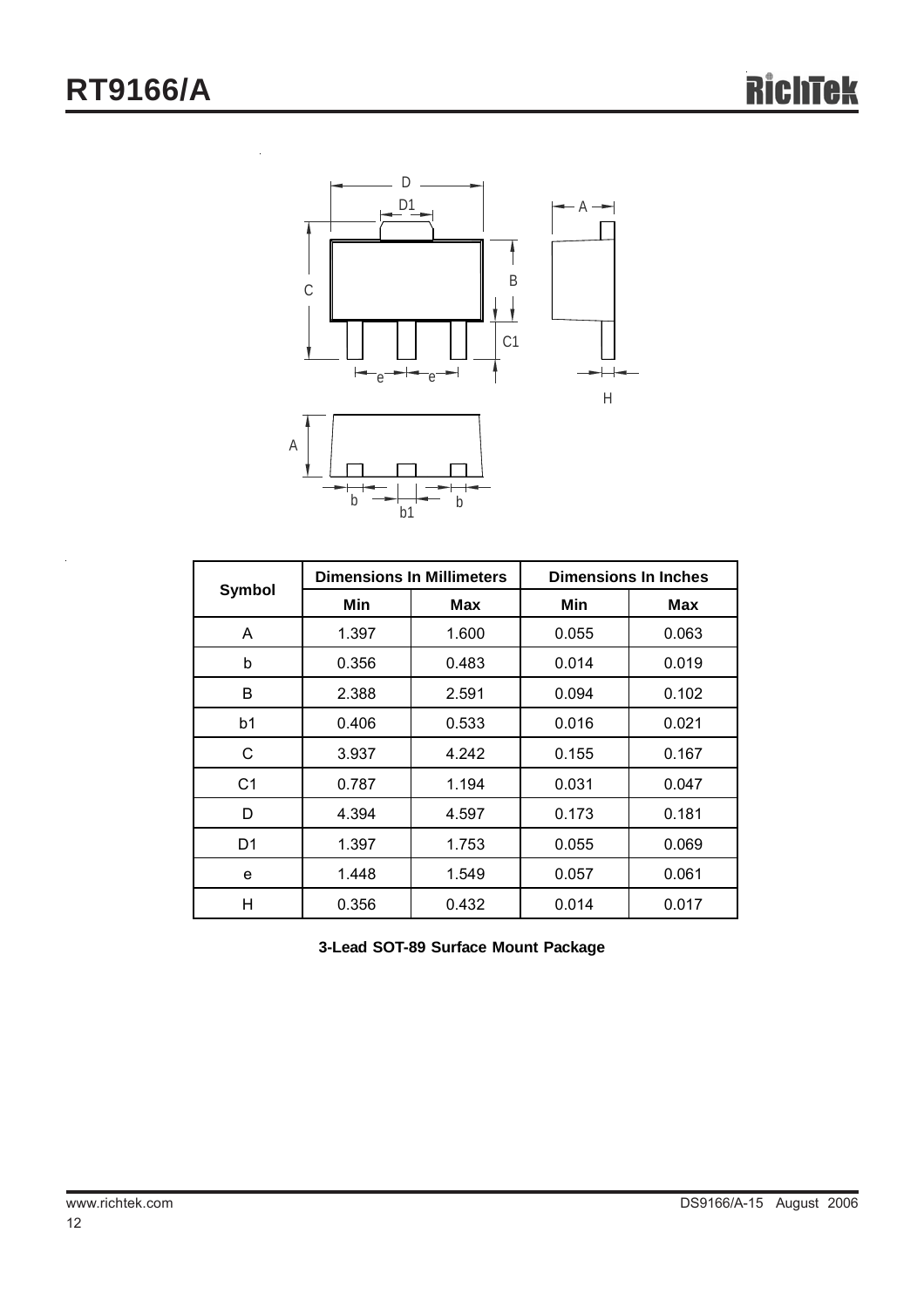| Symbol | Dimensions In Millimeters | | Dimensions In Inches | |
|---|---|---|---|---|
| | Min | Max | Min | Max |
| A | 1.397 | 1.600 | 0.055 | 0.063 |
| b | 0.356 | 0.483 | 0.014 | 0.019 |
| B | 2.388 | 2.591 | 0.094 | 0.102 |
| b1 | 0.406 | 0.533 | 0.016 | 0.021 |
| C | 3.937 | 4.242 | 0.155 | 0.167 |
| C1 | 0.787 | 1.194 | 0.031 | 0.047 |
| D | 4.394 | 4.597 | 0.173 | 0.181 |
| D1 | 1.397 | 1.753 | 0.055 | 0.069 |
| e | 1.448 | 1.549 | 0.057 | 0.061 |
| H | 0.356 | 0.432 | 0.014 | 0.017 |

**3-Lead SOT-89 Surface Mount Package**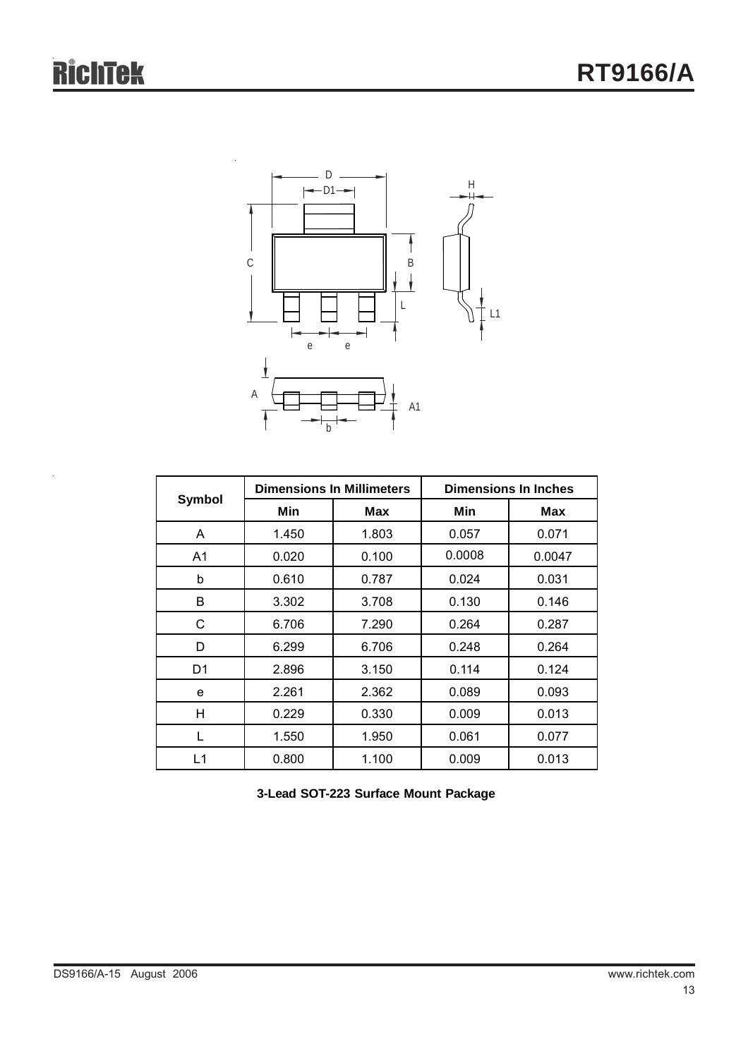| Symbol | Dimensions In Millimeters | | Dimensions In Inches | |
|---|---|---|---|---|
| | Min | Max | Min | Max |
| A | 1.450 | 1.803 | 0.057 | 0.071 |
| A1 | 0.020 | 0.100 | 0.0008 | 0.0047 |
| b | 0.610 | 0.787 | 0.024 | 0.031 |
| B | 3.302 | 3.708 | 0.130 | 0.146 |
| C | 6.706 | 7.290 | 0.264 | 0.287 |
| D | 6.299 | 6.706 | 0.248 | 0.264 |
| D1 | 2.896 | 3.150 | 0.114 | 0.124 |
| e | 2.261 | 2.362 | 0.089 | 0.093 |
| H | 0.229 | 0.330 | 0.009 | 0.013 |
| L | 1.550 | 1.950 | 0.061 | 0.077 |
| L1 | 0.800 | 1.100 | 0.009 | 0.013 |

**3-Lead SOT-223 Surface Mount Package**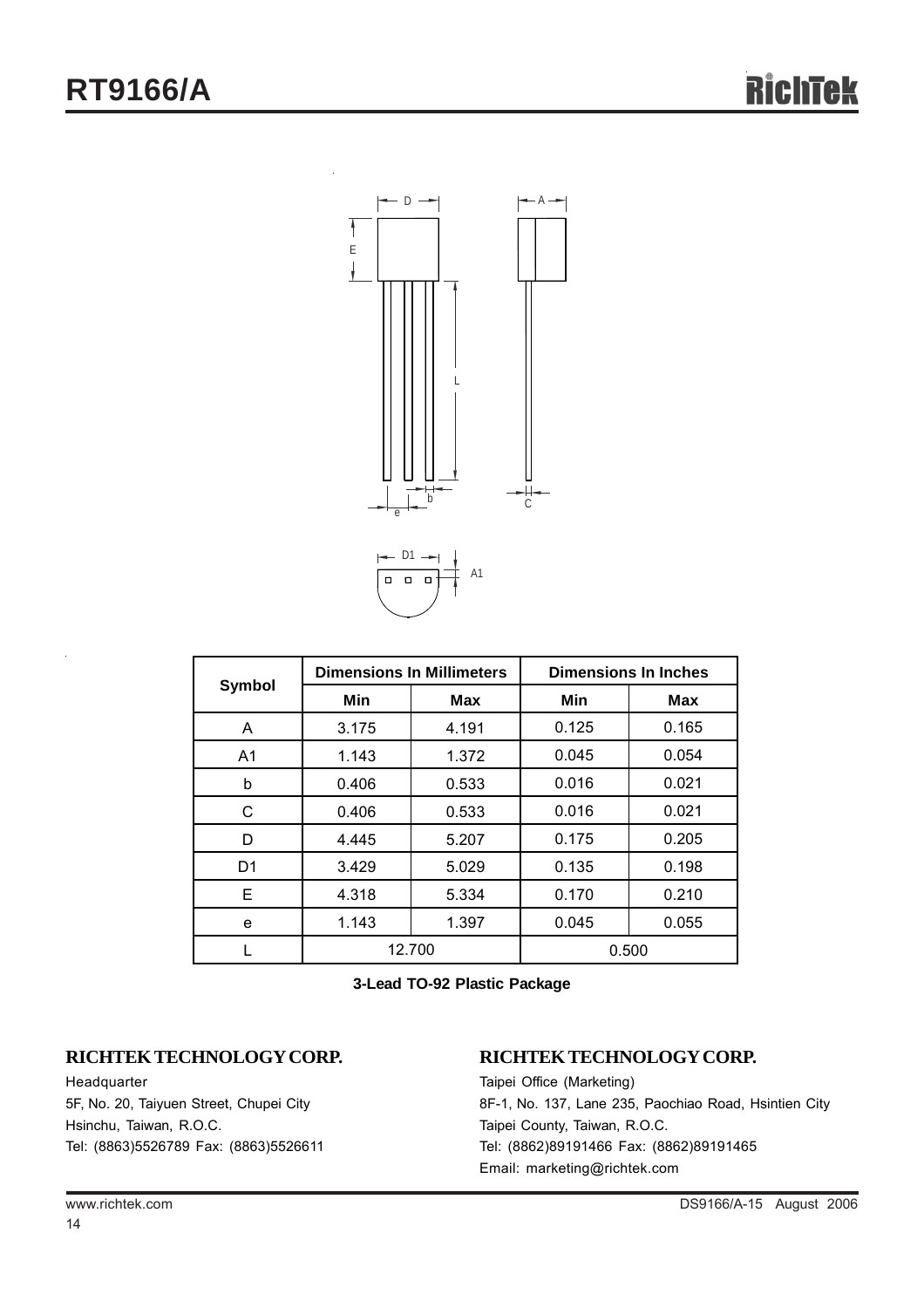| Symbol | Dimensions In Millimeters | | Dimensions In Inches | |
|---|---|---|---|---|
| | Min | Max | Min | Max |
| A | 3.175 | 4.191 | 0.125 | 0.165 |
| A1 | 1.143 | 1.372 | 0.045 | 0.054 |
| b | 0.406 | 0.533 | 0.016 | 0.021 |
| C | 0.406 | 0.533 | 0.016 | 0.021 |
| D | 4.445 | 5.207 | 0.175 | 0.205 |
| D1 | 3.429 | 5.029 | 0.135 | 0.198 |
| E | 4.318 | 5.334 | 0.170 | 0.210 |
| e | 1.143 | 1.397 | 0.045 | 0.055 |
| L | 12.700 | | 0.500 | |

**3-Lead TO-92 Plastic Package**

**RICHTEK TECHNOLOGY CORP.**

Headquarter
5F, No. 20, Taiyuen Street, Chupei City
Hsinchu, Taiwan, R.O.C.
Tel: (8863)5526789 Fax: (8863)5526611

**RICHTEK TECHNOLOGY CORP.**

Taipei Office (Marketing)
8F-1, No. 137, Lane 235, Paochiao Road, Hsintien City
Taipei County, Taiwan, R.O.C.
Tel: (8862)89191466 Fax: (8862)89191465
Email: marketing@richtek.com